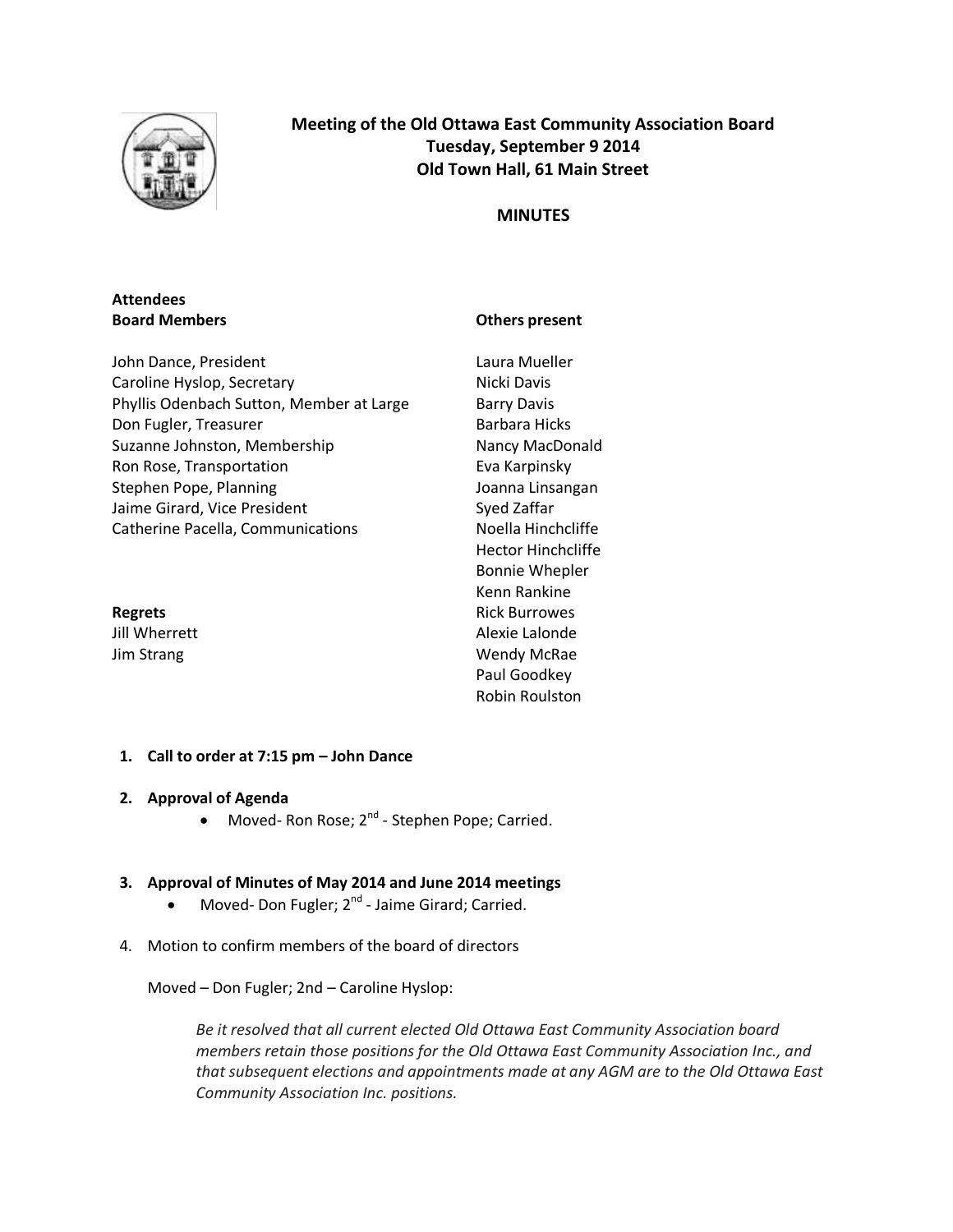# Meeting of the Old Ottawa East Community Association Board
## Tuesday, September 9 2014
## Old Town Hall, 61 Main Street

## MINUTES

**Attendees**

**Board Members**

John Dance, President
Caroline Hyslop, Secretary
Phyllis Odenbach Sutton, Member at Large
Don Fugler, Treasurer
Suzanne Johnston, Membership
Ron Rose, Transportation
Stephen Pope, Planning
Jaime Girard, Vice President
Catherine Pacella, Communications

**Regrets**

Jill Wherrett
Jim Strang

**Others present**

Laura Mueller
Nicki Davis
Barry Davis
Barbara Hicks
Nancy MacDonald
Eva Karpinsky
Joanna Linsangan
Syed Zaffar
Noella Hinchcliffe
Hector Hinchcliffe
Bonnie Whepler
Kenn Rankine
Rick Burrowes
Alexie Lalonde
Wendy McRae
Paul Goodkey
Robin Roulston

1. **Call to order at 7:15 pm – John Dance**

2. **Approval of Agenda**
   - Moved- Ron Rose; 2nd - Stephen Pope; Carried.

3. **Approval of Minutes of May 2014 and June 2014 meetings**
   - Moved- Don Fugler; 2nd - Jaime Girard; Carried.

4. Motion to confirm members of the board of directors

   Moved – Don Fugler; 2nd – Caroline Hyslop:

   *Be it resolved that all current elected Old Ottawa East Community Association board members retain those positions for the Old Ottawa East Community Association Inc., and that subsequent elections and appointments made at any AGM are to the Old Ottawa East Community Association Inc. positions.*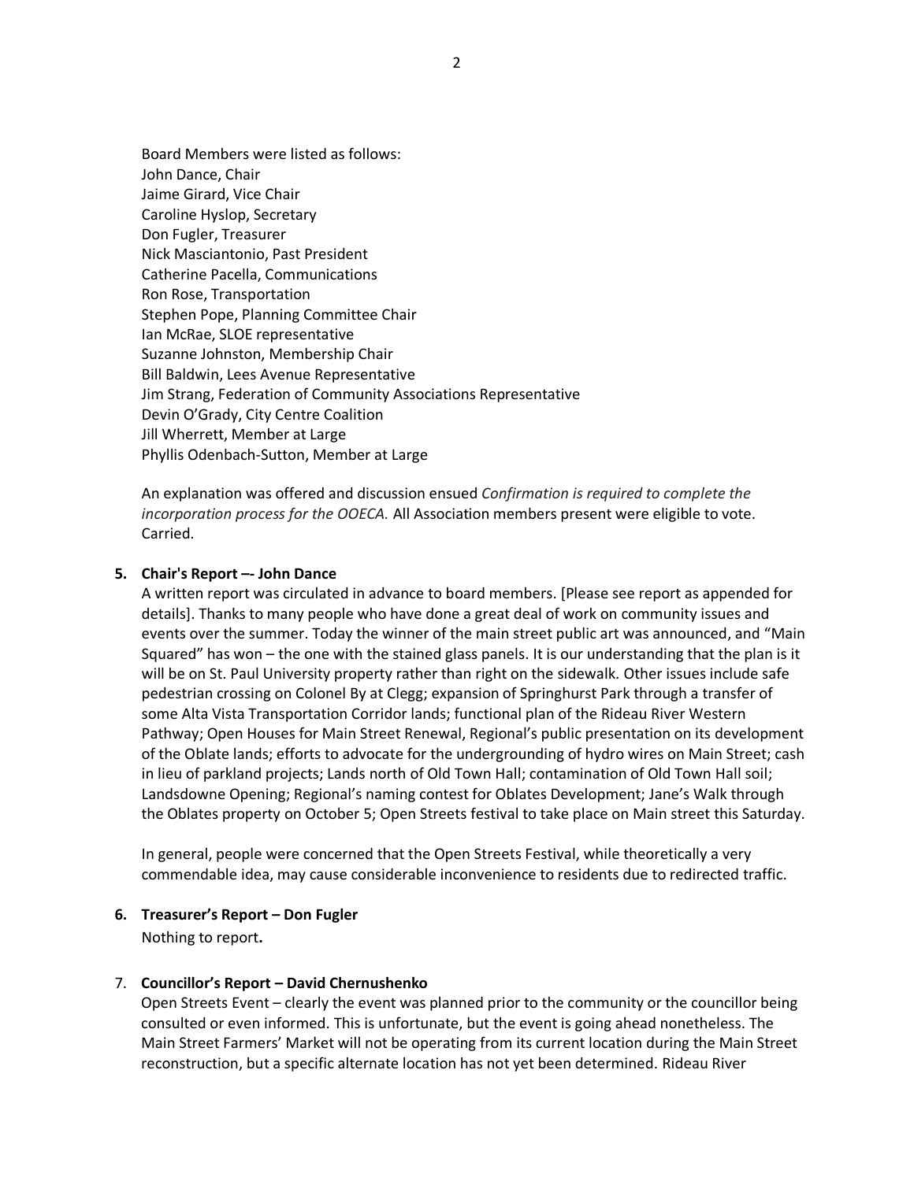Board Members were listed as follows:
John Dance, Chair
Jaime Girard, Vice Chair
Caroline Hyslop, Secretary
Don Fugler, Treasurer
Nick Masciantonio, Past President
Catherine Pacella, Communications
Ron Rose, Transportation
Stephen Pope, Planning Committee Chair
Ian McRae, SLOE representative
Suzanne Johnston, Membership Chair
Bill Baldwin, Lees Avenue Representative
Jim Strang, Federation of Community Associations Representative
Devin O'Grady, City Centre Coalition
Jill Wherrett, Member at Large
Phyllis Odenbach-Sutton, Member at Large

An explanation was offered and discussion ensued *Confirmation is required to complete the incorporation process for the OOECA.* All Association members present were eligible to vote. Carried.

**5. Chair's Report –- John Dance**

A written report was circulated in advance to board members. [Please see report as appended for details]. Thanks to many people who have done a great deal of work on community issues and events over the summer. Today the winner of the main street public art was announced, and "Main Squared" has won – the one with the stained glass panels. It is our understanding that the plan is it will be on St. Paul University property rather than right on the sidewalk. Other issues include safe pedestrian crossing on Colonel By at Clegg; expansion of Springhurst Park through a transfer of some Alta Vista Transportation Corridor lands; functional plan of the Rideau River Western Pathway; Open Houses for Main Street Renewal, Regional's public presentation on its development of the Oblate lands; efforts to advocate for the undergrounding of hydro wires on Main Street; cash in lieu of parkland projects; Lands north of Old Town Hall; contamination of Old Town Hall soil; Landsdowne Opening; Regional's naming contest for Oblates Development; Jane's Walk through the Oblates property on October 5; Open Streets festival to take place on Main street this Saturday.

In general, people were concerned that the Open Streets Festival, while theoretically a very commendable idea, may cause considerable inconvenience to residents due to redirected traffic.

**6. Treasurer's Report – Don Fugler**

Nothing to report**.**

7. **Councillor's Report – David Chernushenko**

Open Streets Event – clearly the event was planned prior to the community or the councillor being consulted or even informed. This is unfortunate, but the event is going ahead nonetheless. The Main Street Farmers' Market will not be operating from its current location during the Main Street reconstruction, but a specific alternate location has not yet been determined. Rideau River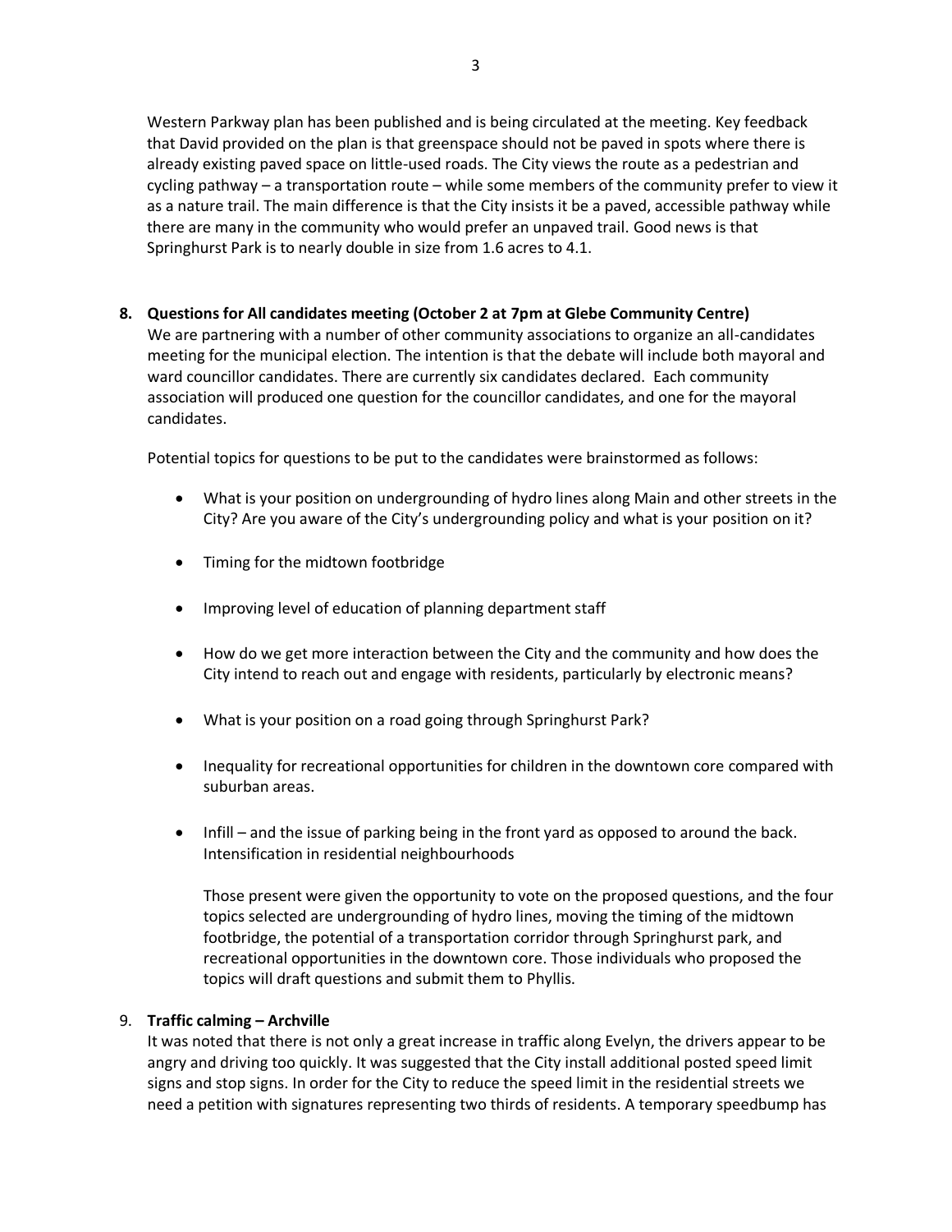Western Parkway plan has been published and is being circulated at the meeting. Key feedback that David provided on the plan is that greenspace should not be paved in spots where there is already existing paved space on little-used roads. The City views the route as a pedestrian and cycling pathway – a transportation route – while some members of the community prefer to view it as a nature trail. The main difference is that the City insists it be a paved, accessible pathway while there are many in the community who would prefer an unpaved trail. Good news is that Springhurst Park is to nearly double in size from 1.6 acres to 4.1.

**8. Questions for All candidates meeting (October 2 at 7pm at Glebe Community Centre)**

We are partnering with a number of other community associations to organize an all-candidates meeting for the municipal election. The intention is that the debate will include both mayoral and ward councillor candidates. There are currently six candidates declared. Each community association will produced one question for the councillor candidates, and one for the mayoral candidates.

Potential topics for questions to be put to the candidates were brainstormed as follows:

- What is your position on undergrounding of hydro lines along Main and other streets in the City? Are you aware of the City's undergrounding policy and what is your position on it?
- Timing for the midtown footbridge
- Improving level of education of planning department staff
- How do we get more interaction between the City and the community and how does the City intend to reach out and engage with residents, particularly by electronic means?
- What is your position on a road going through Springhurst Park?
- Inequality for recreational opportunities for children in the downtown core compared with suburban areas.
- Infill – and the issue of parking being in the front yard as opposed to around the back. Intensification in residential neighbourhoods

  Those present were given the opportunity to vote on the proposed questions, and the four topics selected are undergrounding of hydro lines, moving the timing of the midtown footbridge, the potential of a transportation corridor through Springhurst park, and recreational opportunities in the downtown core. Those individuals who proposed the topics will draft questions and submit them to Phyllis.

**9. Traffic calming – Archville**

It was noted that there is not only a great increase in traffic along Evelyn, the drivers appear to be angry and driving too quickly. It was suggested that the City install additional posted speed limit signs and stop signs. In order for the City to reduce the speed limit in the residential streets we need a petition with signatures representing two thirds of residents. A temporary speedbump has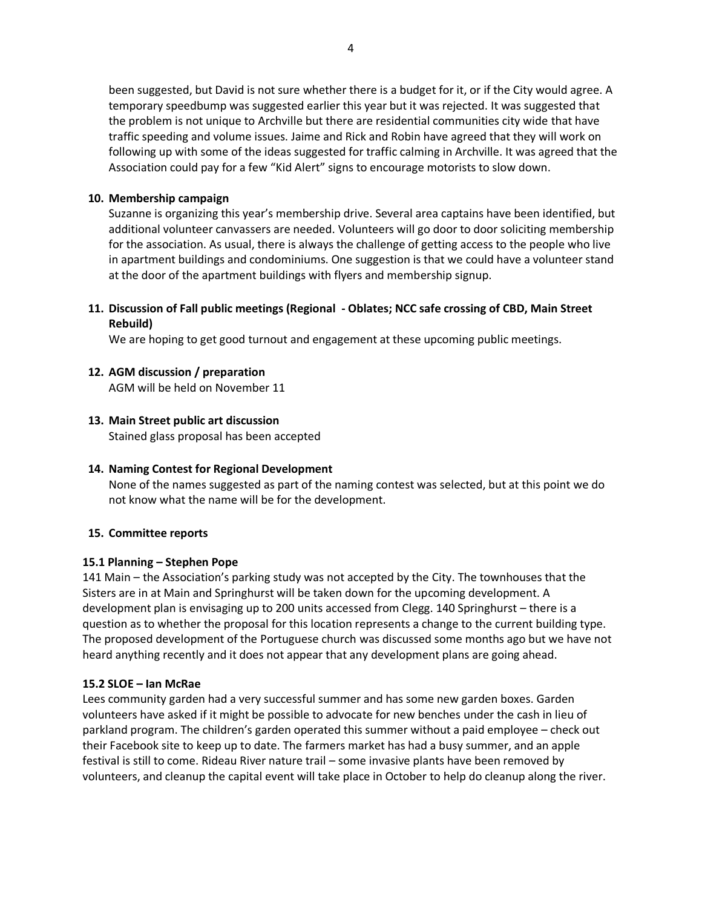been suggested, but David is not sure whether there is a budget for it, or if the City would agree. A temporary speedbump was suggested earlier this year but it was rejected. It was suggested that the problem is not unique to Archville but there are residential communities city wide that have traffic speeding and volume issues. Jaime and Rick and Robin have agreed that they will work on following up with some of the ideas suggested for traffic calming in Archville. It was agreed that the Association could pay for a few "Kid Alert" signs to encourage motorists to slow down.

10. **Membership campaign**
    Suzanne is organizing this year's membership drive. Several area captains have been identified, but additional volunteer canvassers are needed. Volunteers will go door to door soliciting membership for the association. As usual, there is always the challenge of getting access to the people who live in apartment buildings and condominiums. One suggestion is that we could have a volunteer stand at the door of the apartment buildings with flyers and membership signup.

11. **Discussion of Fall public meetings (Regional - Oblates; NCC safe crossing of CBD, Main Street Rebuild)**
    We are hoping to get good turnout and engagement at these upcoming public meetings.

12. **AGM discussion / preparation**
    AGM will be held on November 11

13. **Main Street public art discussion**
    Stained glass proposal has been accepted

14. **Naming Contest for Regional Development**
    None of the names suggested as part of the naming contest was selected, but at this point we do not know what the name will be for the development.

15. **Committee reports**

**15.1 Planning – Stephen Pope**

141 Main – the Association's parking study was not accepted by the City. The townhouses that the Sisters are in at Main and Springhurst will be taken down for the upcoming development. A development plan is envisaging up to 200 units accessed from Clegg. 140 Springhurst – there is a question as to whether the proposal for this location represents a change to the current building type. The proposed development of the Portuguese church was discussed some months ago but we have not heard anything recently and it does not appear that any development plans are going ahead.

**15.2 SLOE – Ian McRae**

Lees community garden had a very successful summer and has some new garden boxes. Garden volunteers have asked if it might be possible to advocate for new benches under the cash in lieu of parkland program. The children's garden operated this summer without a paid employee – check out their Facebook site to keep up to date. The farmers market has had a busy summer, and an apple festival is still to come. Rideau River nature trail – some invasive plants have been removed by volunteers, and cleanup the capital event will take place in October to help do cleanup along the river.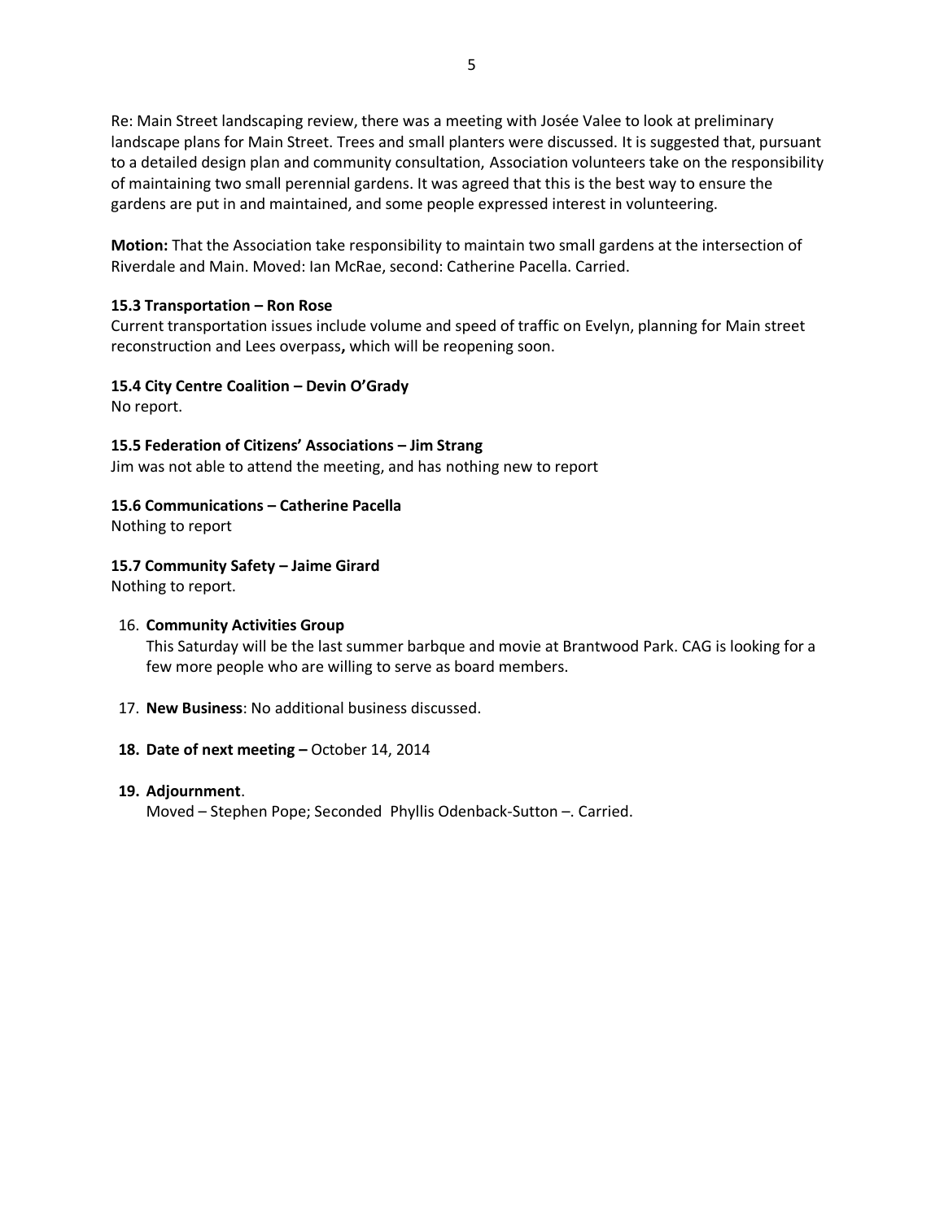Re: Main Street landscaping review, there was a meeting with Josée Valee to look at preliminary landscape plans for Main Street. Trees and small planters were discussed. It is suggested that, pursuant to a detailed design plan and community consultation, Association volunteers take on the responsibility of maintaining two small perennial gardens. It was agreed that this is the best way to ensure the gardens are put in and maintained, and some people expressed interest in volunteering.

**Motion:** That the Association take responsibility to maintain two small gardens at the intersection of Riverdale and Main. Moved: Ian McRae, second: Catherine Pacella. Carried.

**15.3 Transportation – Ron Rose**

Current transportation issues include volume and speed of traffic on Evelyn, planning for Main street reconstruction and Lees overpass**,** which will be reopening soon.

**15.4 City Centre Coalition – Devin O'Grady**

No report.

**15.5 Federation of Citizens' Associations – Jim Strang**

Jim was not able to attend the meeting, and has nothing new to report

**15.6 Communications – Catherine Pacella**

Nothing to report

**15.7 Community Safety – Jaime Girard**

Nothing to report.

16. **Community Activities Group**
    This Saturday will be the last summer barbque and movie at Brantwood Park. CAG is looking for a few more people who are willing to serve as board members.

17. **New Business**: No additional business discussed.

18. **Date of next meeting –** October 14, 2014

19. **Adjournment**.
    Moved – Stephen Pope; Seconded Phyllis Odenback-Sutton –. Carried.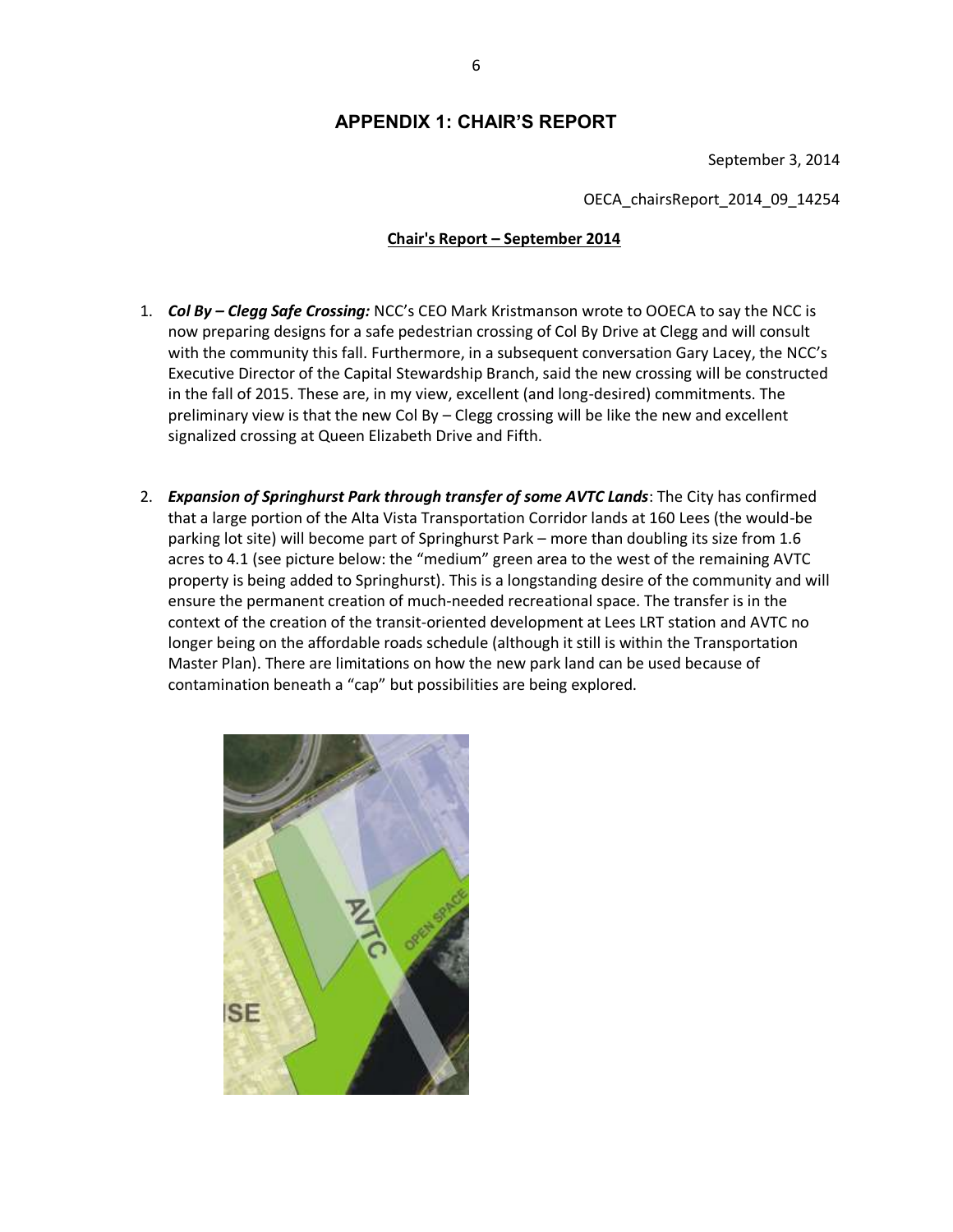## APPENDIX 1: CHAIR'S REPORT

September 3, 2014

OECA_chairsReport_2014_09_14254

**Chair's Report – September 2014**

1. ***Col By – Clegg Safe Crossing:*** NCC's CEO Mark Kristmanson wrote to OOECA to say the NCC is now preparing designs for a safe pedestrian crossing of Col By Drive at Clegg and will consult with the community this fall. Furthermore, in a subsequent conversation Gary Lacey, the NCC's Executive Director of the Capital Stewardship Branch, said the new crossing will be constructed in the fall of 2015. These are, in my view, excellent (and long-desired) commitments. The preliminary view is that the new Col By – Clegg crossing will be like the new and excellent signalized crossing at Queen Elizabeth Drive and Fifth.

2. ***Expansion of Springhurst Park through transfer of some AVTC Lands***: The City has confirmed that a large portion of the Alta Vista Transportation Corridor lands at 160 Lees (the would-be parking lot site) will become part of Springhurst Park – more than doubling its size from 1.6 acres to 4.1 (see picture below: the "medium" green area to the west of the remaining AVTC property is being added to Springhurst). This is a longstanding desire of the community and will ensure the permanent creation of much-needed recreational space. The transfer is in the context of the creation of the transit-oriented development at Lees LRT station and AVTC no longer being on the affordable roads schedule (although it still is within the Transportation Master Plan). There are limitations on how the new park land can be used because of contamination beneath a "cap" but possibilities are being explored.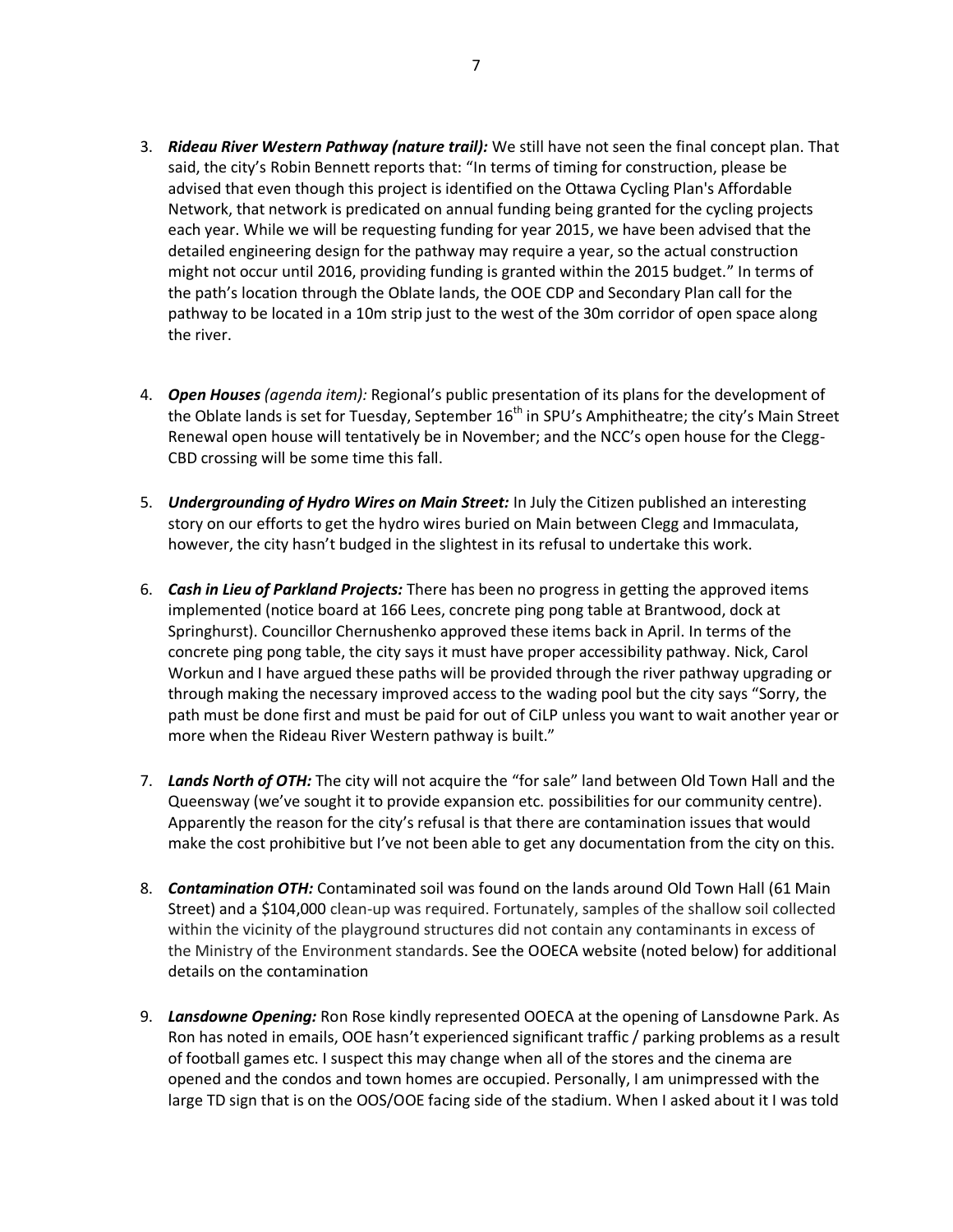3. ***Rideau River Western Pathway (nature trail):*** We still have not seen the final concept plan. That said, the city's Robin Bennett reports that: "In terms of timing for construction, please be advised that even though this project is identified on the Ottawa Cycling Plan's Affordable Network, that network is predicated on annual funding being granted for the cycling projects each year. While we will be requesting funding for year 2015, we have been advised that the detailed engineering design for the pathway may require a year, so the actual construction might not occur until 2016, providing funding is granted within the 2015 budget." In terms of the path's location through the Oblate lands, the OOE CDP and Secondary Plan call for the pathway to be located in a 10m strip just to the west of the 30m corridor of open space along the river.

4. ***Open Houses*** *(agenda item):* Regional's public presentation of its plans for the development of the Oblate lands is set for Tuesday, September 16th in SPU's Amphitheatre; the city's Main Street Renewal open house will tentatively be in November; and the NCC's open house for the Clegg-CBD crossing will be some time this fall.

5. ***Undergrounding of Hydro Wires on Main Street:*** In July the Citizen published an interesting story on our efforts to get the hydro wires buried on Main between Clegg and Immaculata, however, the city hasn't budged in the slightest in its refusal to undertake this work.

6. ***Cash in Lieu of Parkland Projects:*** There has been no progress in getting the approved items implemented (notice board at 166 Lees, concrete ping pong table at Brantwood, dock at Springhurst). Councillor Chernushenko approved these items back in April. In terms of the concrete ping pong table, the city says it must have proper accessibility pathway. Nick, Carol Workun and I have argued these paths will be provided through the river pathway upgrading or through making the necessary improved access to the wading pool but the city says "Sorry, the path must be done first and must be paid for out of CiLP unless you want to wait another year or more when the Rideau River Western pathway is built."

7. ***Lands North of OTH:*** The city will not acquire the "for sale" land between Old Town Hall and the Queensway (we've sought it to provide expansion etc. possibilities for our community centre). Apparently the reason for the city's refusal is that there are contamination issues that would make the cost prohibitive but I've not been able to get any documentation from the city on this.

8. ***Contamination OTH:*** Contaminated soil was found on the lands around Old Town Hall (61 Main Street) and a $104,000 clean-up was required. Fortunately, samples of the shallow soil collected within the vicinity of the playground structures did not contain any contaminants in excess of the Ministry of the Environment standards. See the OOECA website (noted below) for additional details on the contamination

9. ***Lansdowne Opening:*** Ron Rose kindly represented OOECA at the opening of Lansdowne Park. As Ron has noted in emails, OOE hasn't experienced significant traffic / parking problems as a result of football games etc. I suspect this may change when all of the stores and the cinema are opened and the condos and town homes are occupied. Personally, I am unimpressed with the large TD sign that is on the OOS/OOE facing side of the stadium. When I asked about it I was told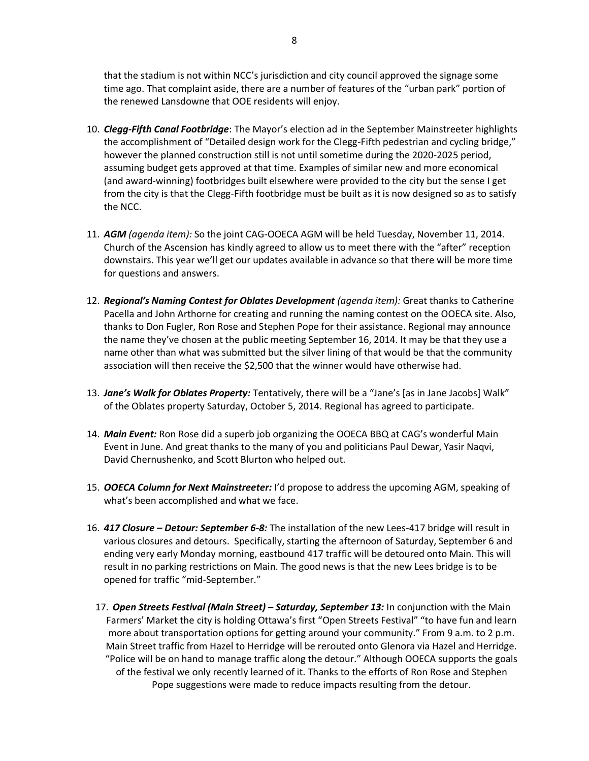that the stadium is not within NCC's jurisdiction and city council approved the signage some time ago. That complaint aside, there are a number of features of the "urban park" portion of the renewed Lansdowne that OOE residents will enjoy.

10. ***Clegg-Fifth Canal Footbridge***: The Mayor's election ad in the September Mainstreeter highlights the accomplishment of "Detailed design work for the Clegg-Fifth pedestrian and cycling bridge," however the planned construction still is not until sometime during the 2020-2025 period, assuming budget gets approved at that time. Examples of similar new and more economical (and award-winning) footbridges built elsewhere were provided to the city but the sense I get from the city is that the Clegg-Fifth footbridge must be built as it is now designed so as to satisfy the NCC.

11. ***AGM*** *(agenda item):* So the joint CAG-OOECA AGM will be held Tuesday, November 11, 2014. Church of the Ascension has kindly agreed to allow us to meet there with the "after" reception downstairs. This year we'll get our updates available in advance so that there will be more time for questions and answers.

12. ***Regional's Naming Contest for Oblates Development*** *(agenda item):* Great thanks to Catherine Pacella and John Arthorne for creating and running the naming contest on the OOECA site. Also, thanks to Don Fugler, Ron Rose and Stephen Pope for their assistance. Regional may announce the name they've chosen at the public meeting September 16, 2014. It may be that they use a name other than what was submitted but the silver lining of that would be that the community association will then receive the $2,500 that the winner would have otherwise had.

13. ***Jane's Walk for Oblates Property:*** Tentatively, there will be a "Jane's [as in Jane Jacobs] Walk" of the Oblates property Saturday, October 5, 2014. Regional has agreed to participate.

14. ***Main Event:*** Ron Rose did a superb job organizing the OOECA BBQ at CAG's wonderful Main Event in June. And great thanks to the many of you and politicians Paul Dewar, Yasir Naqvi, David Chernushenko, and Scott Blurton who helped out.

15. ***OOECA Column for Next Mainstreeter:*** I'd propose to address the upcoming AGM, speaking of what's been accomplished and what we face.

16. ***417 Closure – Detour: September 6-8:*** The installation of the new Lees-417 bridge will result in various closures and detours. Specifically, starting the afternoon of Saturday, September 6 and ending very early Monday morning, eastbound 417 traffic will be detoured onto Main. This will result in no parking restrictions on Main. The good news is that the new Lees bridge is to be opened for traffic "mid-September."

17. ***Open Streets Festival (Main Street) – Saturday, September 13:*** In conjunction with the Main Farmers' Market the city is holding Ottawa's first "Open Streets Festival" "to have fun and learn more about transportation options for getting around your community." From 9 a.m. to 2 p.m. Main Street traffic from Hazel to Herridge will be rerouted onto Glenora via Hazel and Herridge. "Police will be on hand to manage traffic along the detour." Although OOECA supports the goals of the festival we only recently learned of it. Thanks to the efforts of Ron Rose and Stephen Pope suggestions were made to reduce impacts resulting from the detour.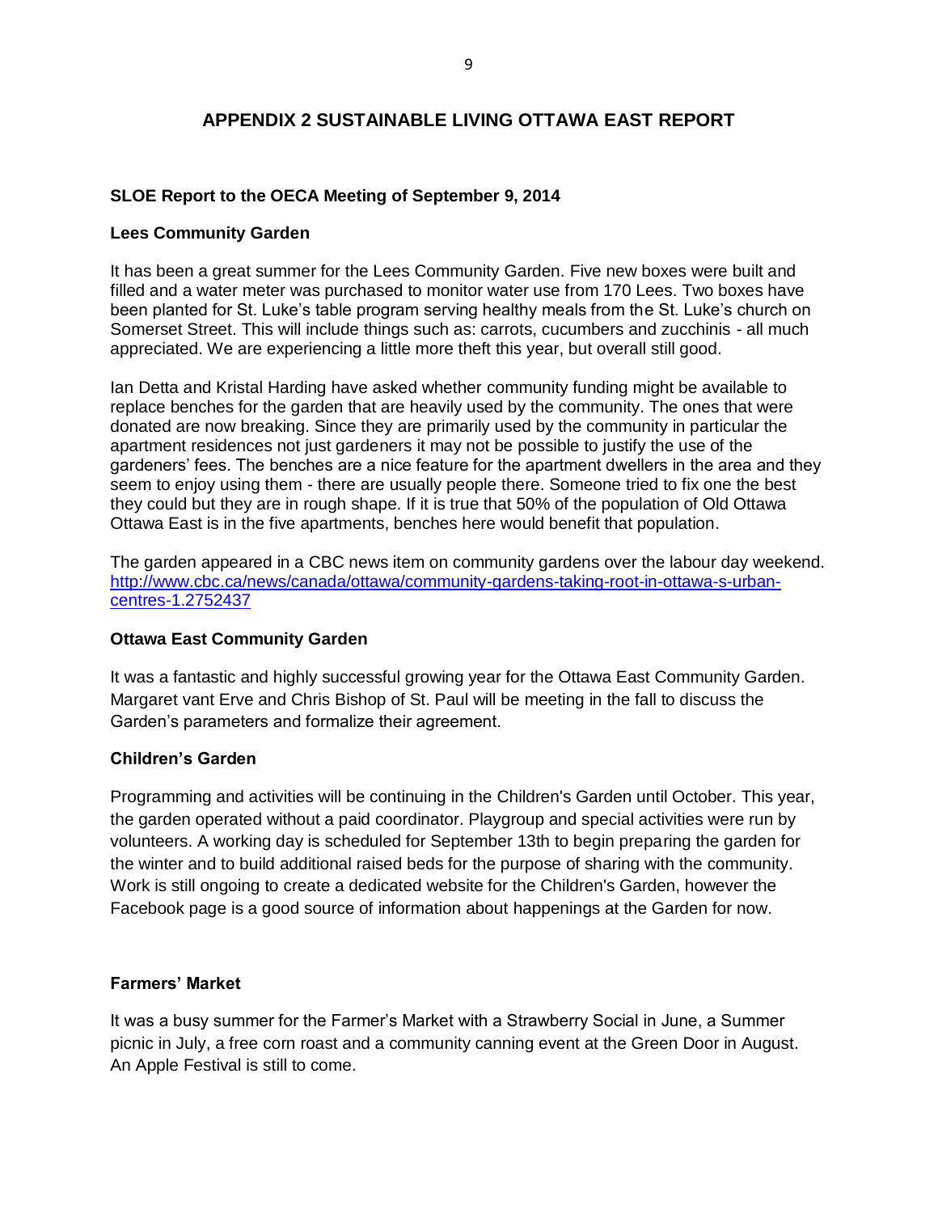# APPENDIX 2 SUSTAINABLE LIVING OTTAWA EAST REPORT

**SLOE Report to the OECA Meeting of September 9, 2014**

**Lees Community Garden**

It has been a great summer for the Lees Community Garden. Five new boxes were built and filled and a water meter was purchased to monitor water use from 170 Lees. Two boxes have been planted for St. Luke's table program serving healthy meals from the St. Luke's church on Somerset Street. This will include things such as: carrots, cucumbers and zucchinis - all much appreciated. We are experiencing a little more theft this year, but overall still good.

Ian Detta and Kristal Harding have asked whether community funding might be available to replace benches for the garden that are heavily used by the community. The ones that were donated are now breaking. Since they are primarily used by the community in particular the apartment residences not just gardeners it may not be possible to justify the use of the gardeners' fees. The benches are a nice feature for the apartment dwellers in the area and they seem to enjoy using them - there are usually people there. Someone tried to fix one the best they could but they are in rough shape. If it is true that 50% of the population of Old Ottawa Ottawa East is in the five apartments, benches here would benefit that population.

The garden appeared in a CBC news item on community gardens over the labour day weekend. [http://www.cbc.ca/news/canada/ottawa/community-gardens-taking-root-in-ottawa-s-urban-centres-1.2752437](http://www.cbc.ca/news/canada/ottawa/community-gardens-taking-root-in-ottawa-s-urban-centres-1.2752437)

**Ottawa East Community Garden**

It was a fantastic and highly successful growing year for the Ottawa East Community Garden. Margaret vant Erve and Chris Bishop of St. Paul will be meeting in the fall to discuss the Garden's parameters and formalize their agreement.

**Children's Garden**

Programming and activities will be continuing in the Children's Garden until October. This year, the garden operated without a paid coordinator. Playgroup and special activities were run by volunteers. A working day is scheduled for September 13th to begin preparing the garden for the winter and to build additional raised beds for the purpose of sharing with the community. Work is still ongoing to create a dedicated website for the Children's Garden, however the Facebook page is a good source of information about happenings at the Garden for now.

**Farmers' Market**

It was a busy summer for the Farmer's Market with a Strawberry Social in June, a Summer picnic in July, a free corn roast and a community canning event at the Green Door in August. An Apple Festival is still to come.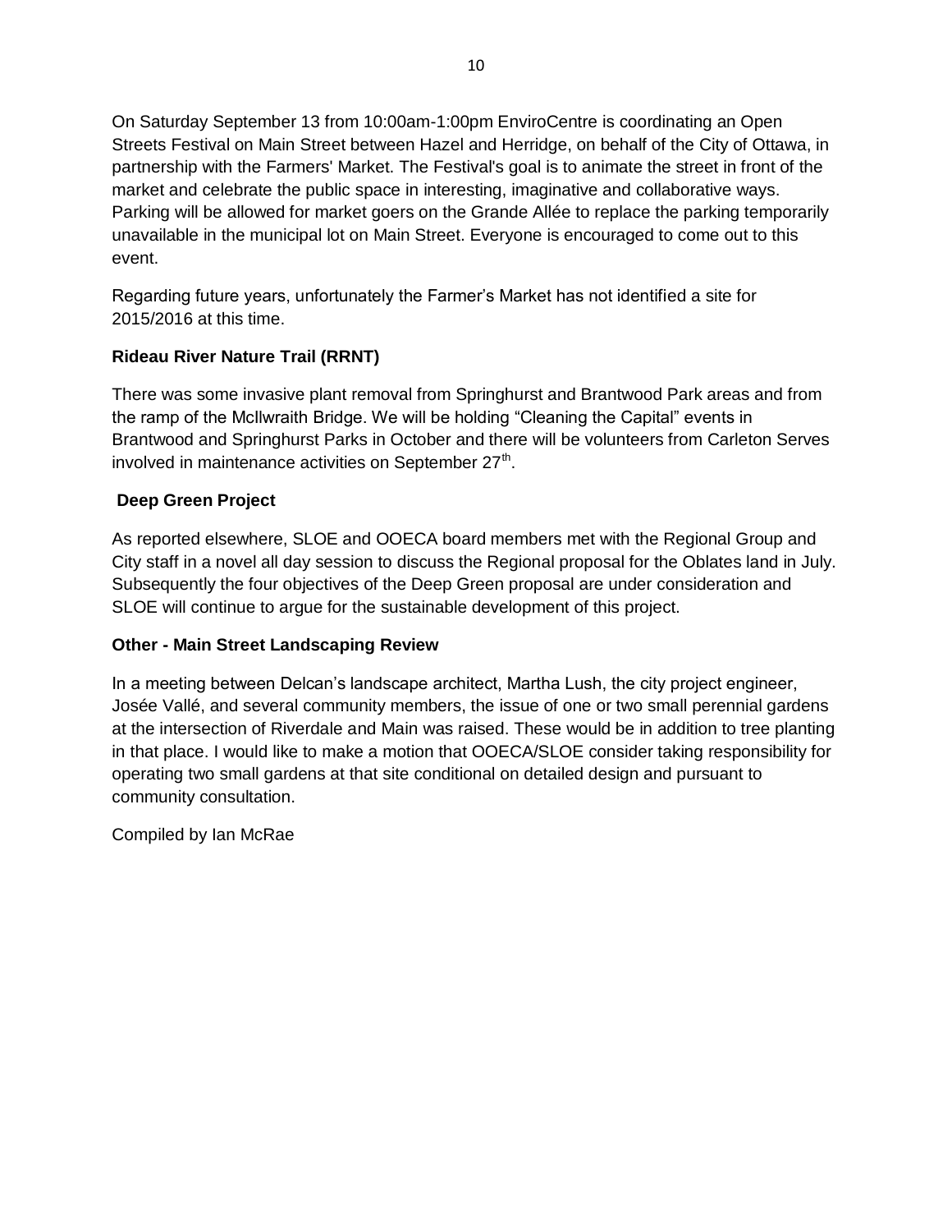On Saturday September 13 from 10:00am-1:00pm EnviroCentre is coordinating an Open Streets Festival on Main Street between Hazel and Herridge, on behalf of the City of Ottawa, in partnership with the Farmers' Market. The Festival's goal is to animate the street in front of the market and celebrate the public space in interesting, imaginative and collaborative ways. Parking will be allowed for market goers on the Grande Allée to replace the parking temporarily unavailable in the municipal lot on Main Street. Everyone is encouraged to come out to this event.

Regarding future years, unfortunately the Farmer's Market has not identified a site for 2015/2016 at this time.

**Rideau River Nature Trail (RRNT)**

There was some invasive plant removal from Springhurst and Brantwood Park areas and from the ramp of the McIlwraith Bridge. We will be holding "Cleaning the Capital" events in Brantwood and Springhurst Parks in October and there will be volunteers from Carleton Serves involved in maintenance activities on September 27th.

**Deep Green Project**

As reported elsewhere, SLOE and OOECA board members met with the Regional Group and City staff in a novel all day session to discuss the Regional proposal for the Oblates land in July. Subsequently the four objectives of the Deep Green proposal are under consideration and SLOE will continue to argue for the sustainable development of this project.

**Other - Main Street Landscaping Review**

In a meeting between Delcan's landscape architect, Martha Lush, the city project engineer, Josée Vallé, and several community members, the issue of one or two small perennial gardens at the intersection of Riverdale and Main was raised. These would be in addition to tree planting in that place. I would like to make a motion that OOECA/SLOE consider taking responsibility for operating two small gardens at that site conditional on detailed design and pursuant to community consultation.

Compiled by Ian McRae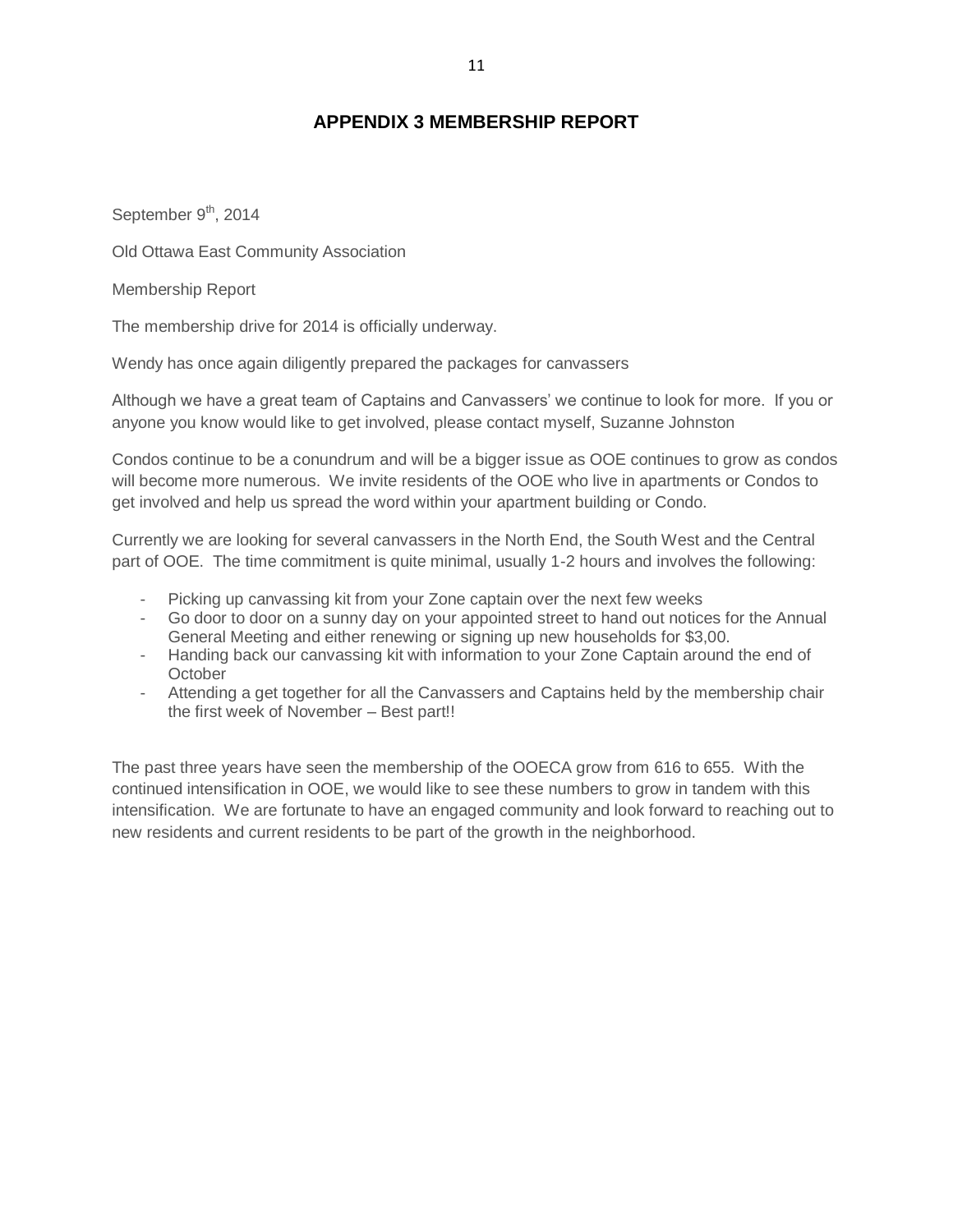## APPENDIX 3 MEMBERSHIP REPORT

September 9th, 2014

Old Ottawa East Community Association

Membership Report

The membership drive for 2014 is officially underway.

Wendy has once again diligently prepared the packages for canvassers

Although we have a great team of Captains and Canvassers' we continue to look for more. If you or anyone you know would like to get involved, please contact myself, Suzanne Johnston

Condos continue to be a conundrum and will be a bigger issue as OOE continues to grow as condos will become more numerous. We invite residents of the OOE who live in apartments or Condos to get involved and help us spread the word within your apartment building or Condo.

Currently we are looking for several canvassers in the North End, the South West and the Central part of OOE. The time commitment is quite minimal, usually 1-2 hours and involves the following:

- Picking up canvassing kit from your Zone captain over the next few weeks
- Go door to door on a sunny day on your appointed street to hand out notices for the Annual General Meeting and either renewing or signing up new households for $3,00.
- Handing back our canvassing kit with information to your Zone Captain around the end of October
- Attending a get together for all the Canvassers and Captains held by the membership chair the first week of November – Best part!!

The past three years have seen the membership of the OOECA grow from 616 to 655. With the continued intensification in OOE, we would like to see these numbers to grow in tandem with this intensification. We are fortunate to have an engaged community and look forward to reaching out to new residents and current residents to be part of the growth in the neighborhood.